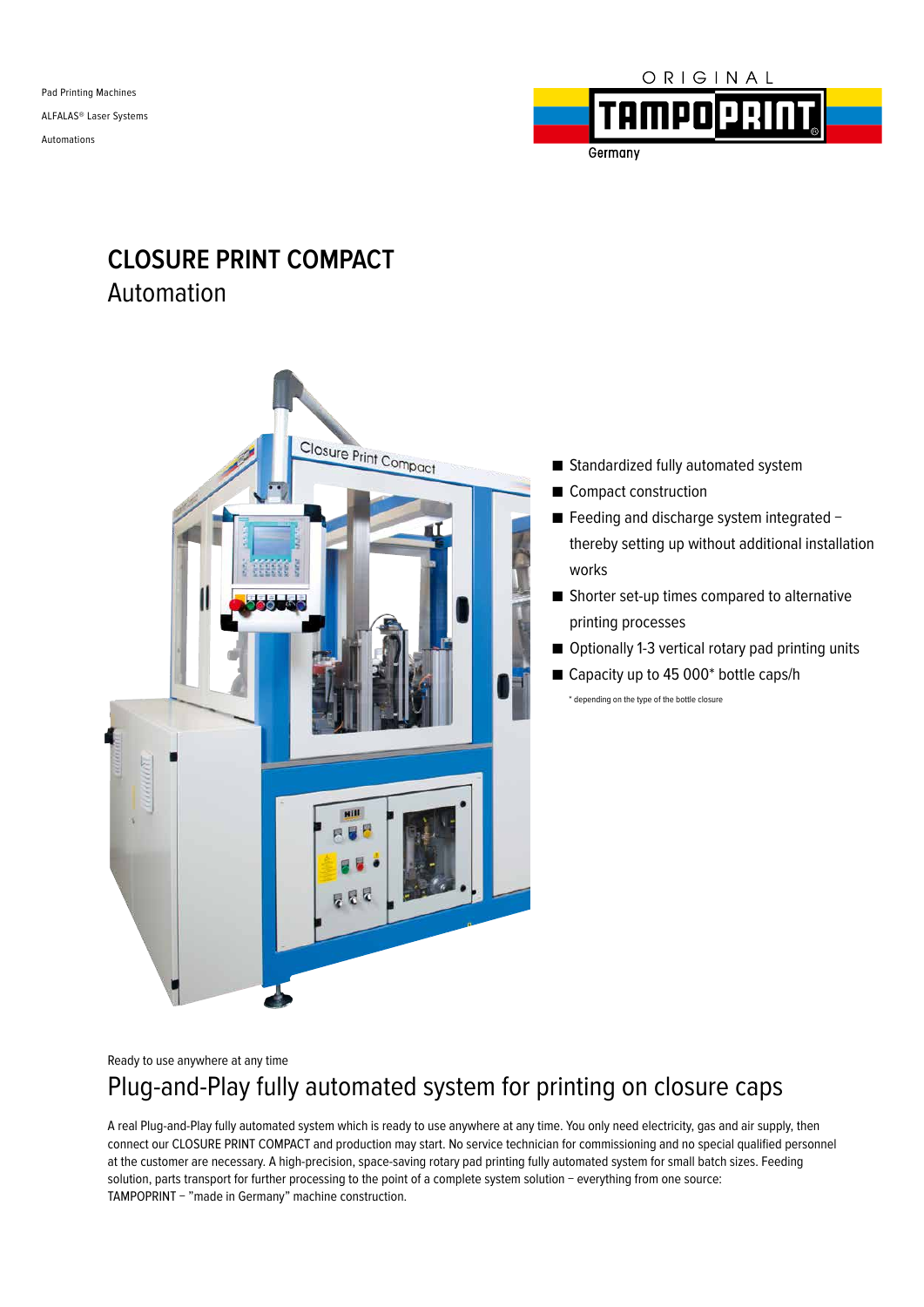Pad Printing Machines

ALFALAS® Laser Systems

Automations

ORIGINAL TAMPOPRINT Germany

# CLOSURE PRINT COMPACT

## Automation

- Standardized fully automated system
- Compact construction
- Feeding and discharge system integrated – thereby setting up without additional installation works
- Shorter set-up times compared to alternative printing processes
- Optionally 1-3 vertical rotary pad printing units
- Capacity up to 45 000* bottle caps/h

\* depending on the type of the bottle closure

Ready to use anywhere at any time

## Plug-and-Play fully automated system for printing on closure caps

A real Plug-and-Play fully automated system which is ready to use anywhere at any time. You only need electricity, gas and air supply, then connect our CLOSURE PRINT COMPACT and production may start. No service technician for commissioning and no special qualified personnel at the customer are necessary. A high-precision, space-saving rotary pad printing fully automated system for small batch sizes. Feeding solution, parts transport for further processing to the point of a complete system solution – everything from one source: TAMPOPRINT – "made in Germany" machine construction.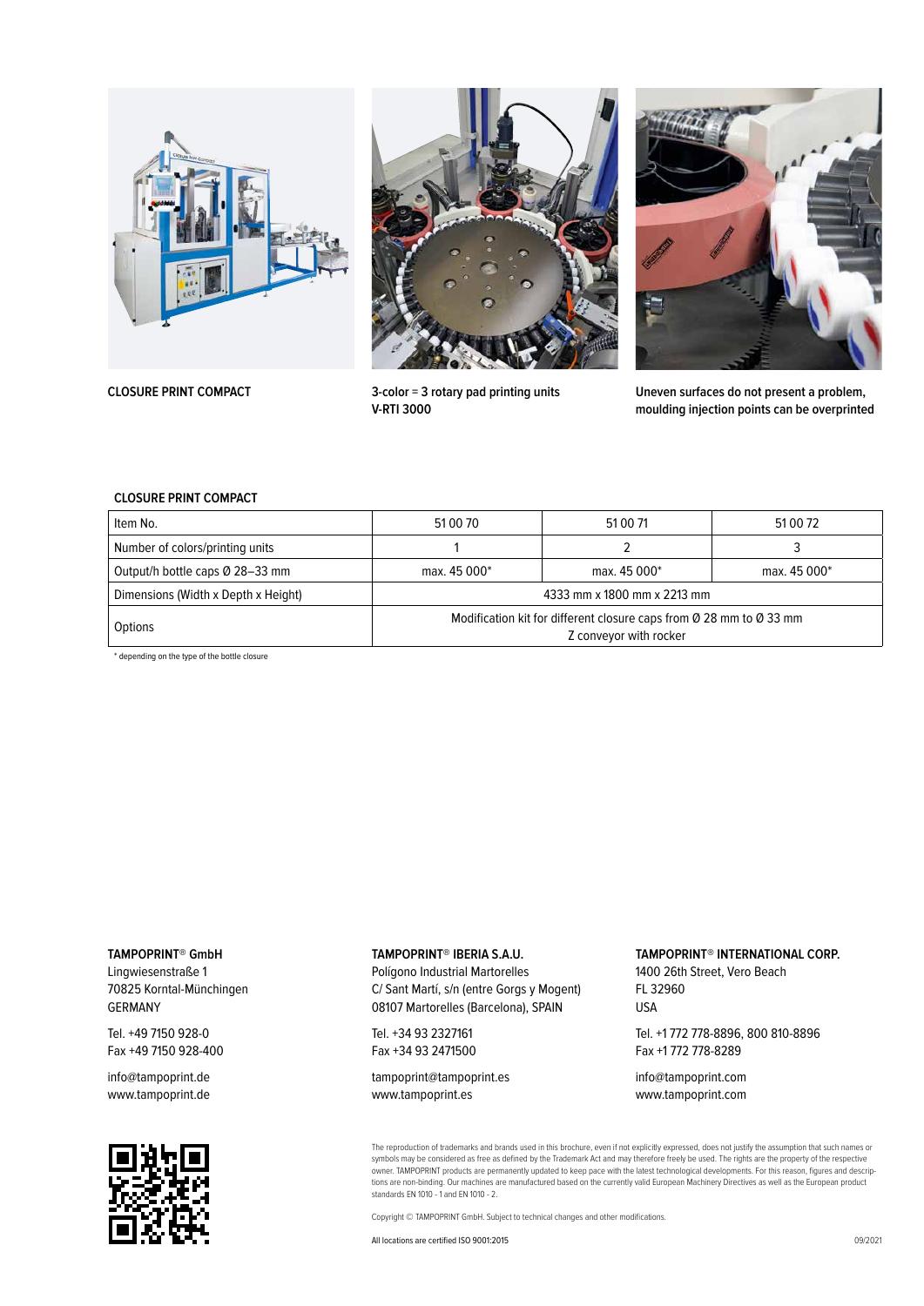**CLOSURE PRINT COMPACT**

**3-color = 3 rotary pad printing units V-RTI 3000**

**Uneven surfaces do not present a problem, moulding injection points can be overprinted**

**CLOSURE PRINT COMPACT**

| Item No. | 51 00 70 | 51 00 71 | 51 00 72 |
|---|---|---|---|
| Number of colors/printing units | 1 | 2 | 3 |
| Output/h bottle caps Ø 28–33 mm | max. 45 000* | max. 45 000* | max. 45 000* |
| Dimensions (Width x Depth x Height) | 4333 mm x 1800 mm x 2213 mm | | |
| Options | Modification kit for different closure caps from Ø 28 mm to Ø 33 mm<br>Z conveyor with rocker | | |

* depending on the type of the bottle closure

**TAMPOPRINT® GmbH**
Lingwiesenstraße 1
70825 Korntal-Münchingen
GERMANY

Tel. +49 7150 928-0
Fax +49 7150 928-400

info@tampoprint.de
www.tampoprint.de

**TAMPOPRINT® IBERIA S.A.U.**
Polígono Industrial Martorelles
C/ Sant Martí, s/n (entre Gorgs y Mogent)
08107 Martorelles (Barcelona), SPAIN

Tel. +34 93 2327161
Fax +34 93 2471500

tampoprint@tampoprint.es
www.tampoprint.es

**TAMPOPRINT® INTERNATIONAL CORP.**
1400 26th Street, Vero Beach
FL 32960
USA

Tel. +1 772 778-8896, 800 810-8896
Fax +1 772 778-8289

info@tampoprint.com
www.tampoprint.com

The reproduction of trademarks and brands used in this brochure, even if not explicitly expressed, does not justify the assumption that such names or symbols may be considered as free as defined by the Trademark Act and may therefore freely be used. The rights are the property of the respective owner. TAMPOPRINT products are permanently updated to keep pace with the latest technological developments. For this reason, figures and descriptions are non-binding. Our machines are manufactured based on the currently valid European Machinery Directives as well as the European product standards EN 1010 - 1 and EN 1010 - 2.

Copyright © TAMPOPRINT GmbH. Subject to technical changes and other modifications.

All locations are certified ISO 9001:2015

09/2021